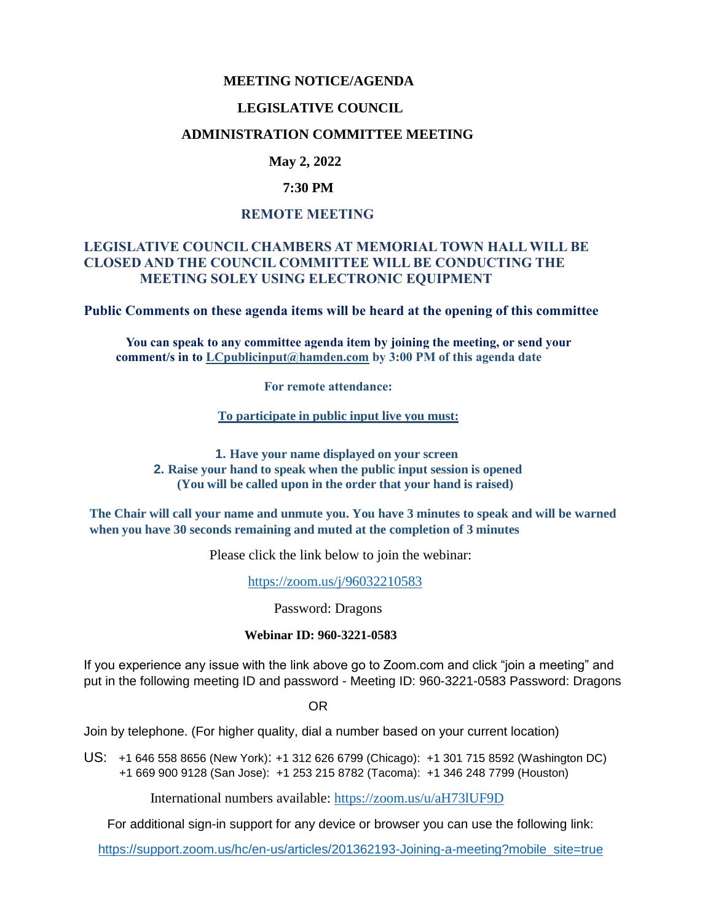# MEETING NOTICE/AGENDA

## LEGISLATIVE COUNCIL

## ADMINISTRATION COMMITTEE MEETING

**May 2, 2022**

**7:30 PM**

**REMOTE MEETING**

**LEGISLATIVE COUNCIL CHAMBERS AT MEMORIAL TOWN HALL WILL BE CLOSED AND THE COUNCIL COMMITTEE WILL BE CONDUCTING THE MEETING SOLEY USING ELECTRONIC EQUIPMENT**

**Public Comments on these agenda items will be heard at the opening of this committee**

**You can speak to any committee agenda item by joining the meeting, or send your comment/s in to [LCpublicinput@hamden.com](mailto:LCpublicinput@hamden.com) by 3:00 PM of this agenda date**

**For remote attendance:**

**To participate in public input live you must:**

1. **Have your name displayed on your screen**
2. **Raise your hand to speak when the public input session is opened (You will be called upon in the order that your hand is raised)**

**The Chair will call your name and unmute you. You have 3 minutes to speak and will be warned when you have 30 seconds remaining and muted at the completion of 3 minutes**

Please click the link below to join the webinar:

[https://zoom.us/j/96032210583](https://zoom.us/j/96032210583)

Password: Dragons

**Webinar ID: 960-3221-0583**

If you experience any issue with the link above go to Zoom.com and click "join a meeting" and put in the following meeting ID and password - Meeting ID: 960-3221-0583 Password: Dragons

OR

Join by telephone. (For higher quality, dial a number based on your current location)

US: +1 646 558 8656 (New York): +1 312 626 6799 (Chicago): +1 301 715 8592 (Washington DC)
+1 669 900 9128 (San Jose): +1 253 215 8782 (Tacoma): +1 346 248 7799 (Houston)

International numbers available: [https://zoom.us/u/aH73lUF9D](https://zoom.us/u/aH73lUF9D)

For additional sign-in support for any device or browser you can use the following link:

[https://support.zoom.us/hc/en-us/articles/201362193-Joining-a-meeting?mobile_site=true](https://support.zoom.us/hc/en-us/articles/201362193-Joining-a-meeting?mobile_site=true)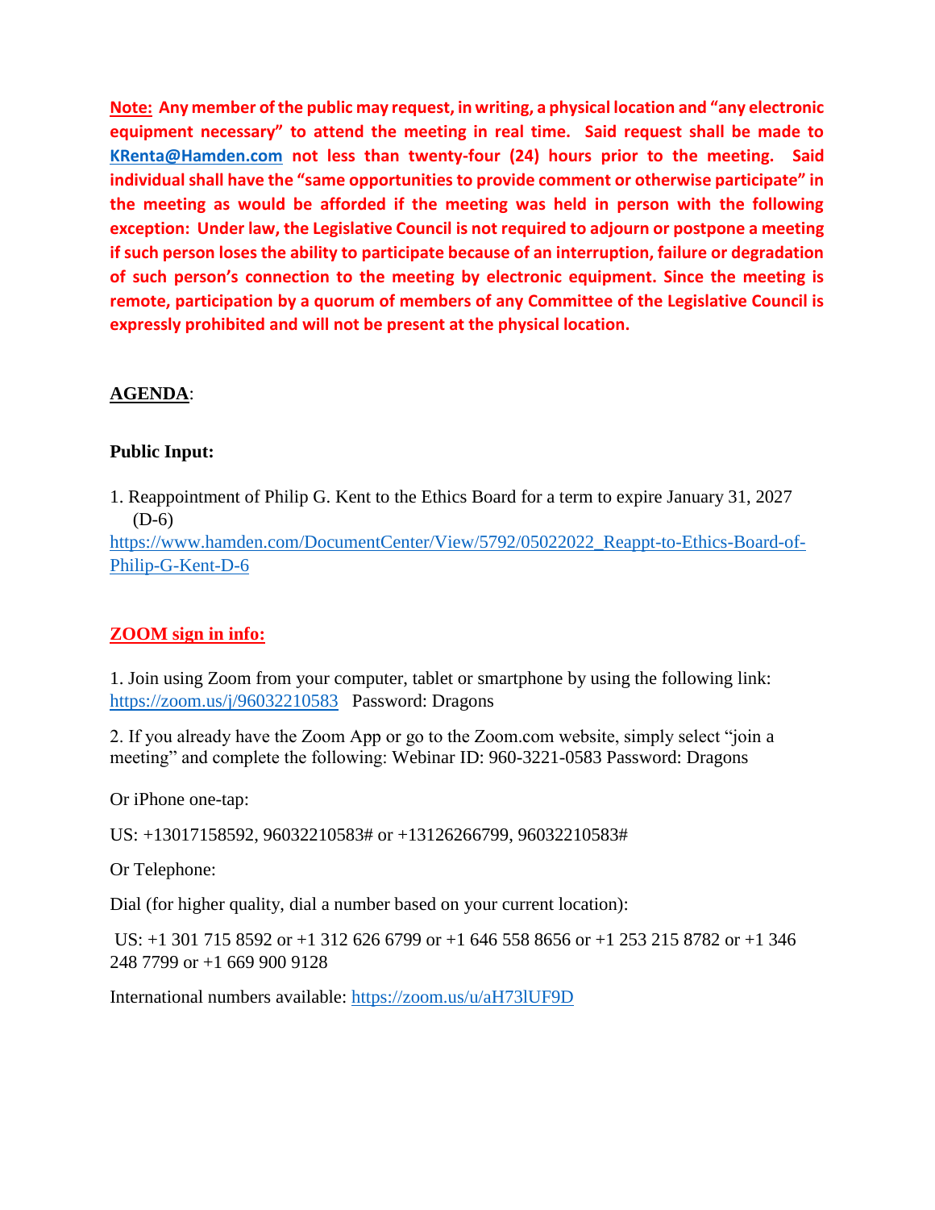**Note: Any member of the public may request, in writing, a physical location and "any electronic equipment necessary" to attend the meeting in real time. Said request shall be made to KRenta@Hamden.com not less than twenty-four (24) hours prior to the meeting. Said individual shall have the "same opportunities to provide comment or otherwise participate" in the meeting as would be afforded if the meeting was held in person with the following exception: Under law, the Legislative Council is not required to adjourn or postpone a meeting if such person loses the ability to participate because of an interruption, failure or degradation of such person's connection to the meeting by electronic equipment. Since the meeting is remote, participation by a quorum of members of any Committee of the Legislative Council is expressly prohibited and will not be present at the physical location.**

**AGENDA**:

**Public Input:**

1. Reappointment of Philip G. Kent to the Ethics Board for a term to expire January 31, 2027 (D-6)
https://www.hamden.com/DocumentCenter/View/5792/05022022_Reappt-to-Ethics-Board-of-Philip-G-Kent-D-6

**ZOOM sign in info:**

1. Join using Zoom from your computer, tablet or smartphone by using the following link: https://zoom.us/j/96032210583 Password: Dragons

2. If you already have the Zoom App or go to the Zoom.com website, simply select "join a meeting" and complete the following: Webinar ID: 960-3221-0583 Password: Dragons

Or iPhone one-tap:

US: +13017158592, 96032210583# or +13126266799, 96032210583#

Or Telephone:

Dial (for higher quality, dial a number based on your current location):

US: +1 301 715 8592 or +1 312 626 6799 or +1 646 558 8656 or +1 253 215 8782 or +1 346 248 7799 or +1 669 900 9128

International numbers available: https://zoom.us/u/aH73lUF9D